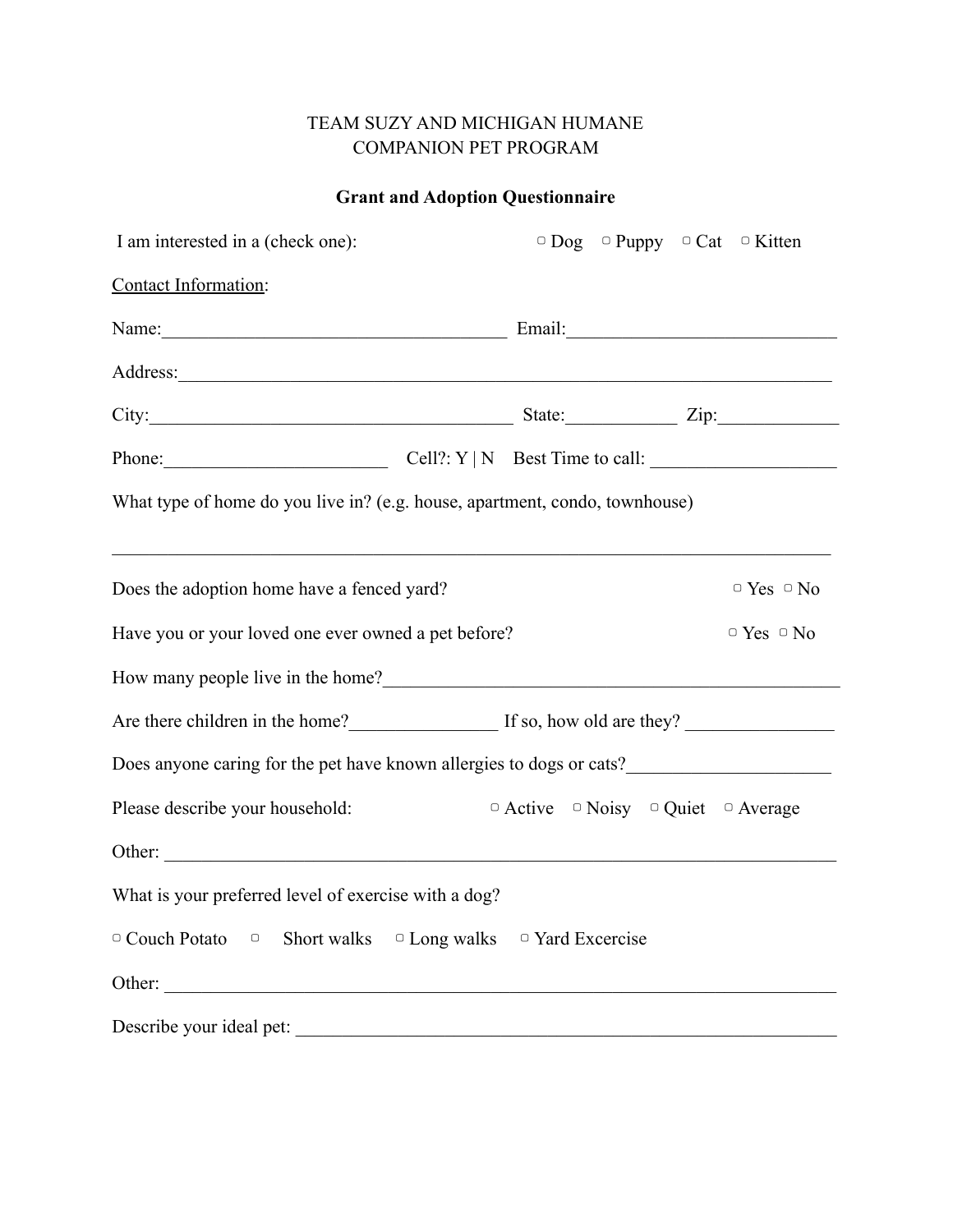TEAM SUZY AND MICHIGAN HUMANE
COMPANION PET PROGRAM

**Grant and Adoption Questionnaire**

I am interested in a (check one): ▢ Dog ▢ Puppy ▢ Cat ▢ Kitten

<u>Contact Information</u>:

Name:______________________________________ Email:_____________________________

Address:_________________________________________________________________________

City:________________________________________ State:____________ Zip:_____________

Phone:________________________ Cell?: Y | N Best Time to call: ____________________

What type of home do you live in? (e.g. house, apartment, condo, townhouse)

_______________________________________________________________________________

Does the adoption home have a fenced yard? ▢ Yes ▢ No

Have you or your loved one ever owned a pet before? ▢ Yes ▢ No

How many people live in the home?__________________________________________________

Are there children in the home?________________ If so, how old are they? ________________

Does anyone caring for the pet have known allergies to dogs or cats?______________________

Please describe your household: ▢ Active ▢ Noisy ▢ Quiet ▢ Average

Other: __________________________________________________________________________

What is your preferred level of exercise with a dog?

▢ Couch Potato ▢ Short walks ▢ Long walks ▢ Yard Excercise

Other: __________________________________________________________________________

Describe your ideal pet: ___________________________________________________________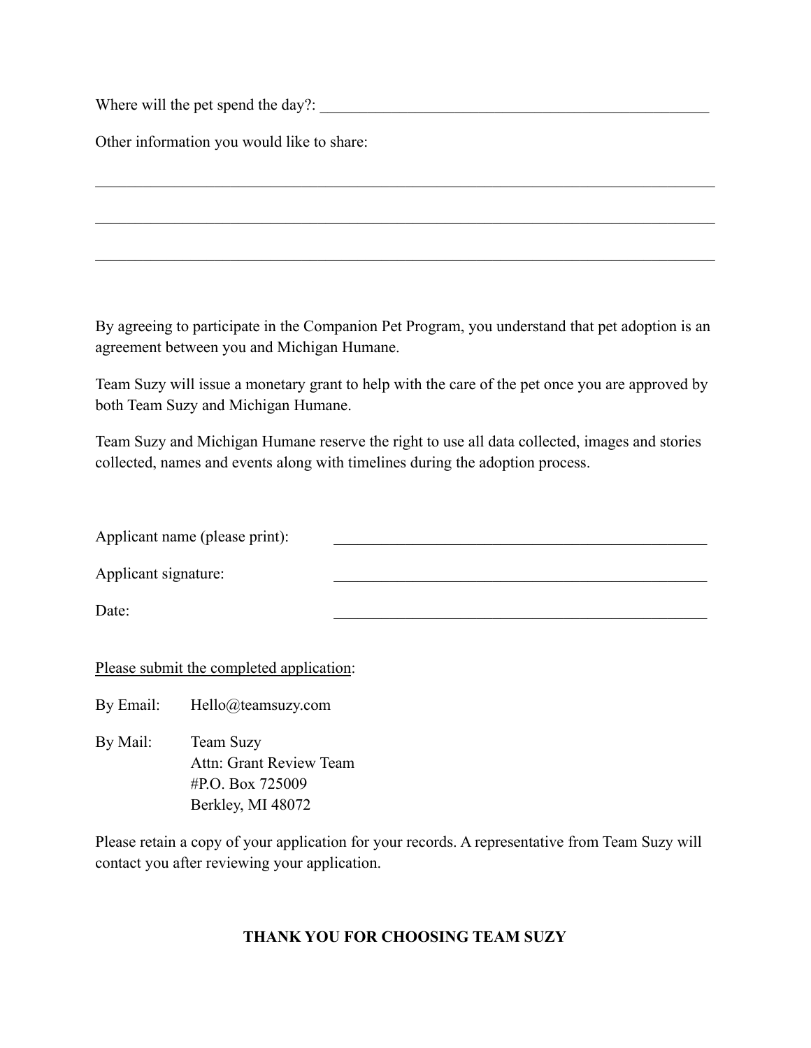Where will the pet spend the day?: ____________________________________________________

Other information you would like to share:

_______________________________________________________________________________

_______________________________________________________________________________

_______________________________________________________________________________

By agreeing to participate in the Companion Pet Program, you understand that pet adoption is an agreement between you and Michigan Humane.

Team Suzy will issue a monetary grant to help with the care of the pet once you are approved by both Team Suzy and Michigan Humane.

Team Suzy and Michigan Humane reserve the right to use all data collected, images and stories collected, names and events along with timelines during the adoption process.

Applicant name (please print): ________________________________________________

Applicant signature: ________________________________________________

Date: ________________________________________________

Please submit the completed application:

By Email: Hello@teamsuzy.com

By Mail: Team Suzy
Attn: Grant Review Team
#P.O. Box 725009
Berkley, MI 48072

Please retain a copy of your application for your records. A representative from Team Suzy will contact you after reviewing your application.

**THANK YOU FOR CHOOSING TEAM SUZY**